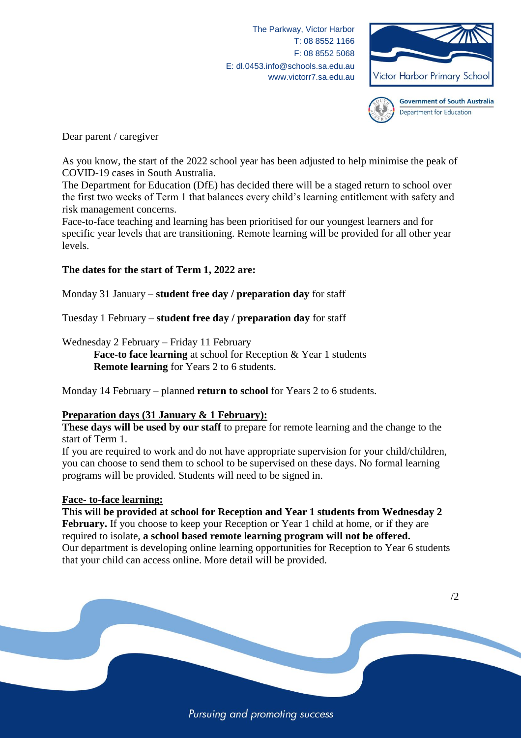The Parkway, Victor Harbor
T: 08 8552 1166
F: 08 8552 5068
E: dl.0453.info@schools.sa.edu.au
www.victorr7.sa.edu.au

Victor Harbor Primary School

Government of South Australia
Department for Education

Dear parent / caregiver

As you know, the start of the 2022 school year has been adjusted to help minimise the peak of COVID-19 cases in South Australia.
The Department for Education (DfE) has decided there will be a staged return to school over the first two weeks of Term 1 that balances every child's learning entitlement with safety and risk management concerns.
Face-to-face teaching and learning has been prioritised for our youngest learners and for specific year levels that are transitioning. Remote learning will be provided for all other year levels.

**The dates for the start of Term 1, 2022 are:**

Monday 31 January – **student free day / preparation day** for staff

Tuesday 1 February – **student free day / preparation day** for staff

Wednesday 2 February – Friday 11 February
**Face-to face learning** at school for Reception & Year 1 students
**Remote learning** for Years 2 to 6 students.

Monday 14 February – planned **return to school** for Years 2 to 6 students.

**Preparation days (31 January & 1 February):**
**These days will be used by our staff** to prepare for remote learning and the change to the start of Term 1.
If you are required to work and do not have appropriate supervision for your child/children, you can choose to send them to school to be supervised on these days. No formal learning programs will be provided. Students will need to be signed in.

**Face- to-face learning:**
**This will be provided at school for Reception and Year 1 students from Wednesday 2 February.** If you choose to keep your Reception or Year 1 child at home, or if they are required to isolate, **a school based remote learning program will not be offered.**
Our department is developing online learning opportunities for Reception to Year 6 students that your child can access online. More detail will be provided.

/2

*Pursuing and promoting success*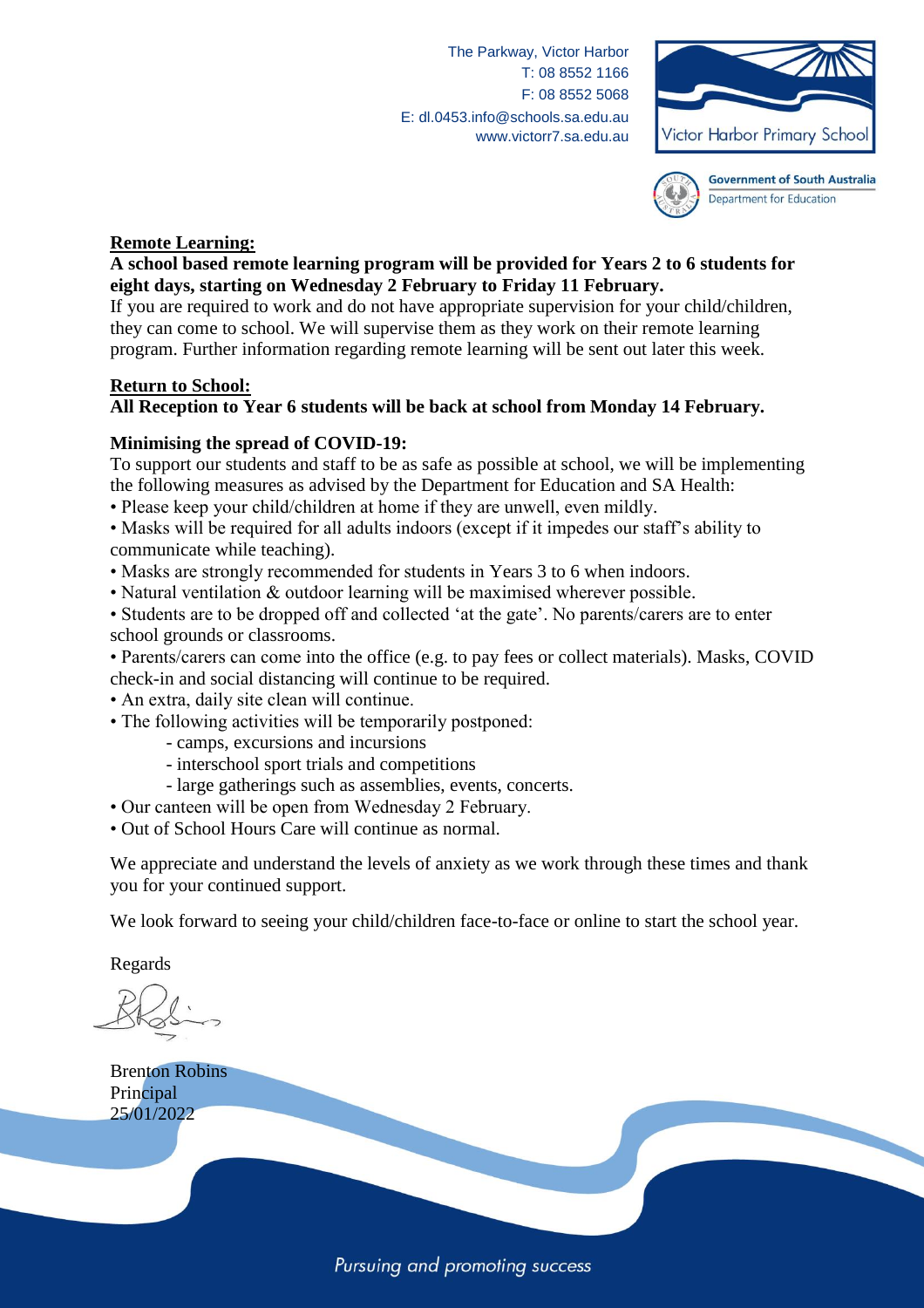The Parkway, Victor Harbor
T: 08 8552 1166
F: 08 8552 5068
E: dl.0453.info@schools.sa.edu.au
www.victorr7.sa.edu.au

Victor Harbor Primary School

Government of South Australia
Department for Education

**Remote Learning:**

**A school based remote learning program will be provided for Years 2 to 6 students for eight days, starting on Wednesday 2 February to Friday 11 February.**

If you are required to work and do not have appropriate supervision for your child/children, they can come to school. We will supervise them as they work on their remote learning program. Further information regarding remote learning will be sent out later this week.

**Return to School:**

**All Reception to Year 6 students will be back at school from Monday 14 February.**

**Minimising the spread of COVID-19:**

To support our students and staff to be as safe as possible at school, we will be implementing the following measures as advised by the Department for Education and SA Health:

- Please keep your child/children at home if they are unwell, even mildly.
- Masks will be required for all adults indoors (except if it impedes our staff's ability to communicate while teaching).
- Masks are strongly recommended for students in Years 3 to 6 when indoors.
- Natural ventilation & outdoor learning will be maximised wherever possible.
- Students are to be dropped off and collected 'at the gate'. No parents/carers are to enter school grounds or classrooms.
- Parents/carers can come into the office (e.g. to pay fees or collect materials). Masks, COVID check-in and social distancing will continue to be required.
- An extra, daily site clean will continue.
- The following activities will be temporarily postponed:
  - camps, excursions and incursions
  - interschool sport trials and competitions
  - large gatherings such as assemblies, events, concerts.
- Our canteen will be open from Wednesday 2 February.
- Out of School Hours Care will continue as normal.

We appreciate and understand the levels of anxiety as we work through these times and thank you for your continued support.

We look forward to seeing your child/children face-to-face or online to start the school year.

Regards

Brenton Robins
Principal
25/01/2022

*Pursuing and promoting success*